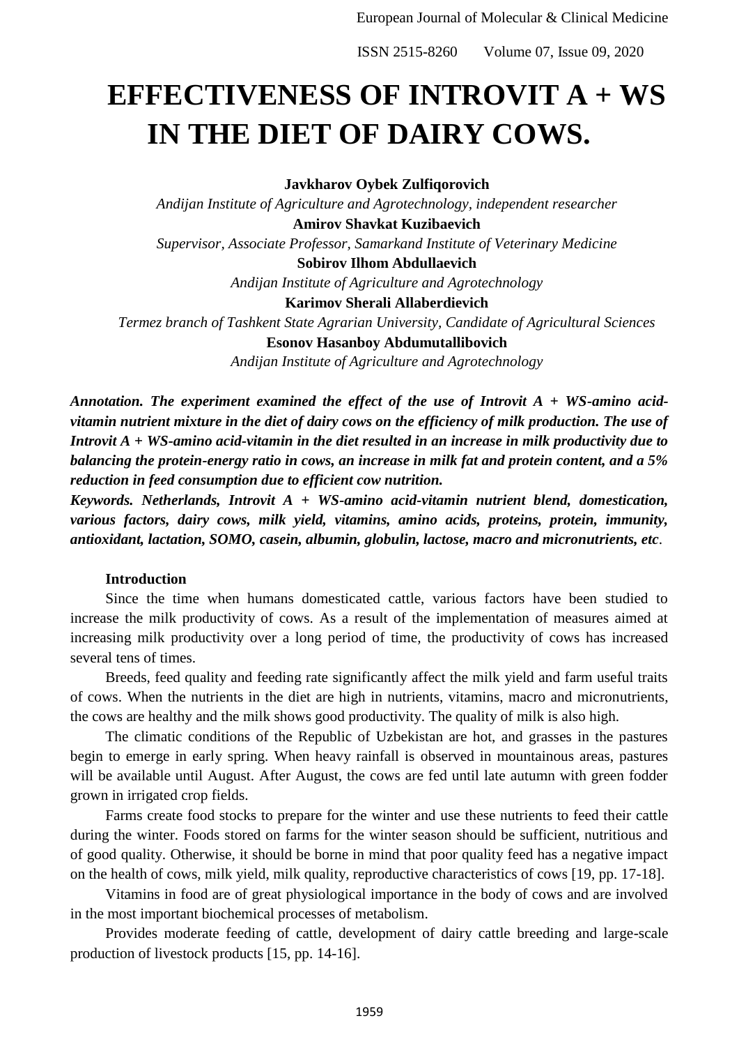# EFFECTIVENESS OF INTROVIT A + WS IN THE DIET OF DAIRY COWS.

**Javkharov Oybek Zulfiqorovich**

*Andijan Institute of Agriculture and Agrotechnology, independent researcher*

**Amirov Shavkat Kuzibaevich**

*Supervisor, Associate Professor, Samarkand Institute of Veterinary Medicine*

**Sobirov Ilhom Abdullaevich**

*Andijan Institute of Agriculture and Agrotechnology*

**Karimov Sherali Allaberdievich**

*Termez branch of Tashkent State Agrarian University, Candidate of Agricultural Sciences*

**Esonov Hasanboy Abdumutallibovich**

*Andijan Institute of Agriculture and Agrotechnology*

***Annotation. The experiment examined the effect of the use of Introvit A + WS-amino acid-vitamin nutrient mixture in the diet of dairy cows on the efficiency of milk production. The use of Introvit A + WS-amino acid-vitamin in the diet resulted in an increase in milk productivity due to balancing the protein-energy ratio in cows, an increase in milk fat and protein content, and a 5% reduction in feed consumption due to efficient cow nutrition.***

***Keywords. Netherlands, Introvit A + WS-amino acid-vitamin nutrient blend, domestication, various factors, dairy cows, milk yield, vitamins, amino acids, proteins, protein, immunity, antioxidant, lactation, SOMO, casein, albumin, globulin, lactose, macro and micronutrients, etc*.

**Introduction**

Since the time when humans domesticated cattle, various factors have been studied to increase the milk productivity of cows. As a result of the implementation of measures aimed at increasing milk productivity over a long period of time, the productivity of cows has increased several tens of times.

Breeds, feed quality and feeding rate significantly affect the milk yield and farm useful traits of cows. When the nutrients in the diet are high in nutrients, vitamins, macro and micronutrients, the cows are healthy and the milk shows good productivity. The quality of milk is also high.

The climatic conditions of the Republic of Uzbekistan are hot, and grasses in the pastures begin to emerge in early spring. When heavy rainfall is observed in mountainous areas, pastures will be available until August. After August, the cows are fed until late autumn with green fodder grown in irrigated crop fields.

Farms create food stocks to prepare for the winter and use these nutrients to feed their cattle during the winter. Foods stored on farms for the winter season should be sufficient, nutritious and of good quality. Otherwise, it should be borne in mind that poor quality feed has a negative impact on the health of cows, milk yield, milk quality, reproductive characteristics of cows [19, pp. 17-18].

Vitamins in food are of great physiological importance in the body of cows and are involved in the most important biochemical processes of metabolism.

Provides moderate feeding of cattle, development of dairy cattle breeding and large-scale production of livestock products [15, pp. 14-16].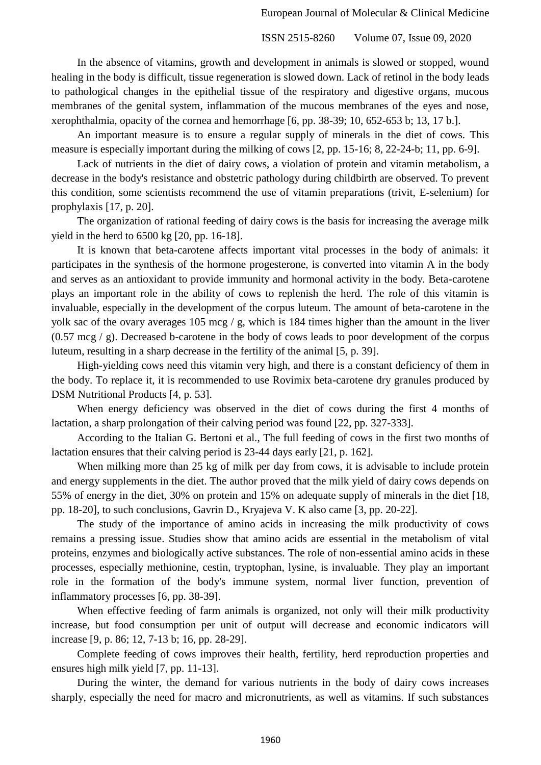In the absence of vitamins, growth and development in animals is slowed or stopped, wound healing in the body is difficult, tissue regeneration is slowed down. Lack of retinol in the body leads to pathological changes in the epithelial tissue of the respiratory and digestive organs, mucous membranes of the genital system, inflammation of the mucous membranes of the eyes and nose, xerophthalmia, opacity of the cornea and hemorrhage [6, pp. 38-39; 10, 652-653 b; 13, 17 b.].

An important measure is to ensure a regular supply of minerals in the diet of cows. This measure is especially important during the milking of cows [2, pp. 15-16; 8, 22-24-b; 11, pp. 6-9].

Lack of nutrients in the diet of dairy cows, a violation of protein and vitamin metabolism, a decrease in the body's resistance and obstetric pathology during childbirth are observed. To prevent this condition, some scientists recommend the use of vitamin preparations (trivit, E-selenium) for prophylaxis [17, p. 20].

The organization of rational feeding of dairy cows is the basis for increasing the average milk yield in the herd to 6500 kg [20, pp. 16-18].

It is known that beta-carotene affects important vital processes in the body of animals: it participates in the synthesis of the hormone progesterone, is converted into vitamin A in the body and serves as an antioxidant to provide immunity and hormonal activity in the body. Beta-carotene plays an important role in the ability of cows to replenish the herd. The role of this vitamin is invaluable, especially in the development of the corpus luteum. The amount of beta-carotene in the yolk sac of the ovary averages 105 mcg / g, which is 184 times higher than the amount in the liver (0.57 mcg / g). Decreased b-carotene in the body of cows leads to poor development of the corpus luteum, resulting in a sharp decrease in the fertility of the animal [5, p. 39].

High-yielding cows need this vitamin very high, and there is a constant deficiency of them in the body. To replace it, it is recommended to use Rovimix beta-carotene dry granules produced by DSM Nutritional Products [4, p. 53].

When energy deficiency was observed in the diet of cows during the first 4 months of lactation, a sharp prolongation of their calving period was found [22, pp. 327-333].

According to the Italian G. Bertoni et al., The full feeding of cows in the first two months of lactation ensures that their calving period is 23-44 days early [21, p. 162].

When milking more than 25 kg of milk per day from cows, it is advisable to include protein and energy supplements in the diet. The author proved that the milk yield of dairy cows depends on 55% of energy in the diet, 30% on protein and 15% on adequate supply of minerals in the diet [18, pp. 18-20], to such conclusions, Gavrin D., Kryajeva V. K also came [3, pp. 20-22].

The study of the importance of amino acids in increasing the milk productivity of cows remains a pressing issue. Studies show that amino acids are essential in the metabolism of vital proteins, enzymes and biologically active substances. The role of non-essential amino acids in these processes, especially methionine, cestin, tryptophan, lysine, is invaluable. They play an important role in the formation of the body's immune system, normal liver function, prevention of inflammatory processes [6, pp. 38-39].

When effective feeding of farm animals is organized, not only will their milk productivity increase, but food consumption per unit of output will decrease and economic indicators will increase [9, p. 86; 12, 7-13 b; 16, pp. 28-29].

Complete feeding of cows improves their health, fertility, herd reproduction properties and ensures high milk yield [7, pp. 11-13].

During the winter, the demand for various nutrients in the body of dairy cows increases sharply, especially the need for macro and micronutrients, as well as vitamins. If such substances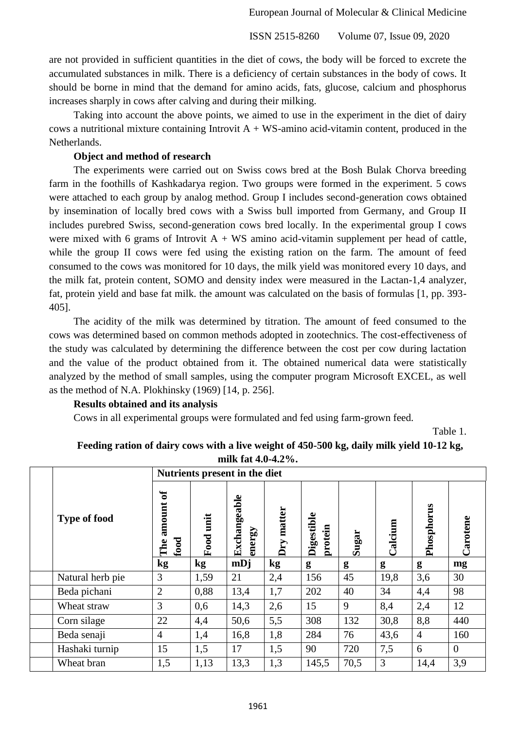are not provided in sufficient quantities in the diet of cows, the body will be forced to excrete the accumulated substances in milk. There is a deficiency of certain substances in the body of cows. It should be borne in mind that the demand for amino acids, fats, glucose, calcium and phosphorus increases sharply in cows after calving and during their milking.

Taking into account the above points, we aimed to use in the experiment in the diet of dairy cows a nutritional mixture containing Introvit A + WS-amino acid-vitamin content, produced in the Netherlands.

**Object and method of research**

The experiments were carried out on Swiss cows bred at the Bosh Bulak Chorva breeding farm in the foothills of Kashkadarya region. Two groups were formed in the experiment. 5 cows were attached to each group by analog method. Group I includes second-generation cows obtained by insemination of locally bred cows with a Swiss bull imported from Germany, and Group II includes purebred Swiss, second-generation cows bred locally. In the experimental group I cows were mixed with 6 grams of Introvit A + WS amino acid-vitamin supplement per head of cattle, while the group II cows were fed using the existing ration on the farm. The amount of feed consumed to the cows was monitored for 10 days, the milk yield was monitored every 10 days, and the milk fat, protein content, SOMO and density index were measured in the Lactan-1,4 analyzer, fat, protein yield and base fat milk. the amount was calculated on the basis of formulas [1, pp. 393-405].

The acidity of the milk was determined by titration. The amount of feed consumed to the cows was determined based on common methods adopted in zootechnics. The cost-effectiveness of the study was calculated by determining the difference between the cost per cow during lactation and the value of the product obtained from it. The obtained numerical data were statistically analyzed by the method of small samples, using the computer program Microsoft EXCEL, as well as the method of N.A. Plokhinsky (1969) [14, p. 256].

**Results obtained and its analysis**

Cows in all experimental groups were formulated and fed using farm-grown feed.

Table 1.

**Feeding ration of dairy cows with a live weight of 450-500 kg, daily milk yield 10-12 kg, milk fat 4.0-4.2%.**

| | Type of food | Nutrients present in the diet | | | | | | | | |
|---|---|---|---|---|---|---|---|---|---|---|
| | | The amount of food | Food unit | Exchangeable energy | Dry matter | Digestible protein | Sugar | Calcium | Phosphorus | Carotene |
| | | kg | kg | mDj | kg | g | g | g | g | mg |
| | Natural herb pie | 3 | 1,59 | 21 | 2,4 | 156 | 45 | 19,8 | 3,6 | 30 |
| | Beda pichani | 2 | 0,88 | 13,4 | 1,7 | 202 | 40 | 34 | 4,4 | 98 |
| | Wheat straw | 3 | 0,6 | 14,3 | 2,6 | 15 | 9 | 8,4 | 2,4 | 12 |
| | Corn silage | 22 | 4,4 | 50,6 | 5,5 | 308 | 132 | 30,8 | 8,8 | 440 |
| | Beda senaji | 4 | 1,4 | 16,8 | 1,8 | 284 | 76 | 43,6 | 4 | 160 |
| | Hashaki turnip | 15 | 1,5 | 17 | 1,5 | 90 | 720 | 7,5 | 6 | 0 |
| | Wheat bran | 1,5 | 1,13 | 13,3 | 1,3 | 145,5 | 70,5 | 3 | 14,4 | 3,9 |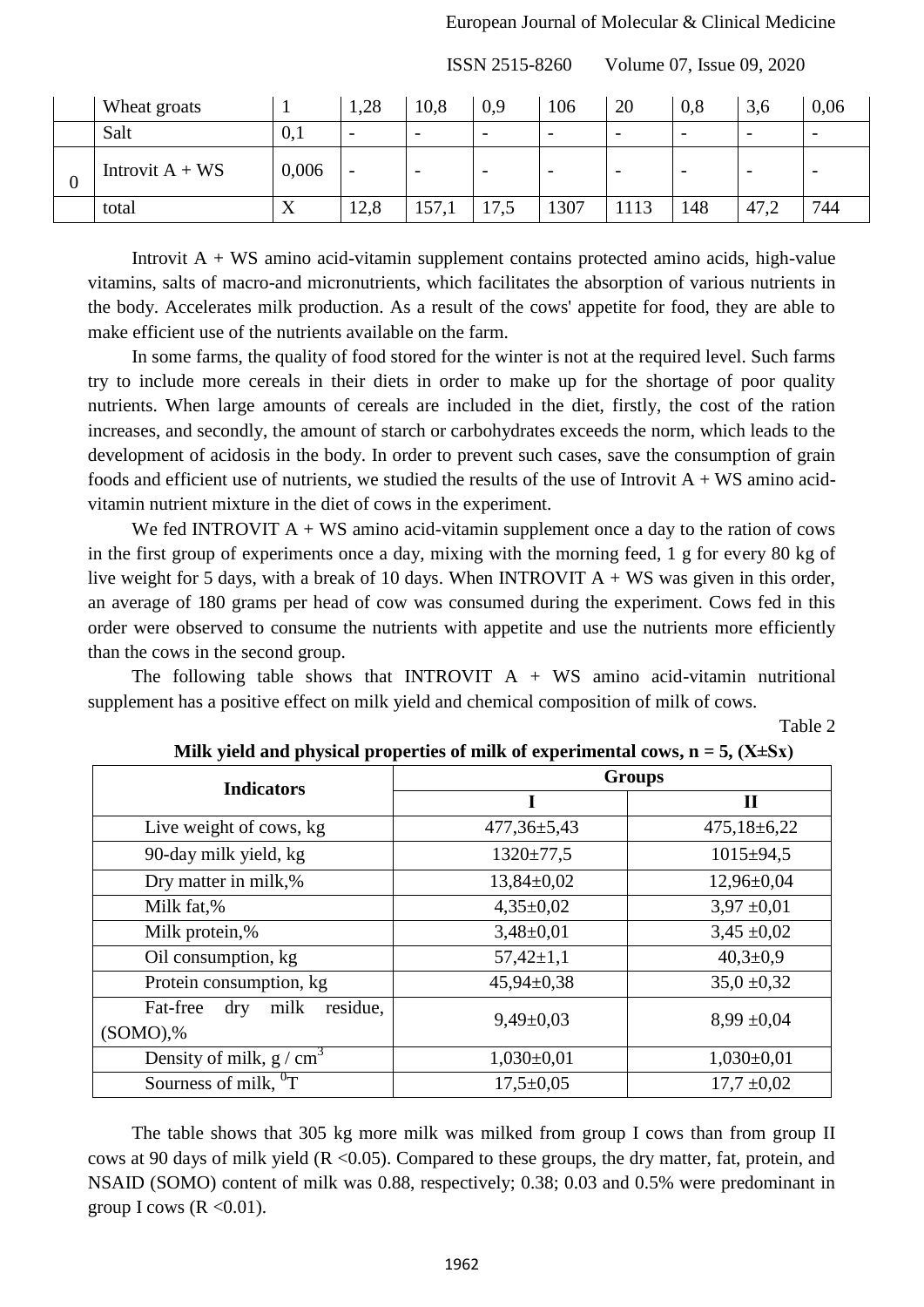|  | Wheat groats | 1 | 1,28 | 10,8 | 0,9 | 106 | 20 | 0,8 | 3,6 | 0,06 |
|---|---|---|---|---|---|---|---|---|---|---|
|  | Salt | 0,1 | - | - | - | - | - | - | - | - |
| 0 | Introvit A + WS | 0,006 | - | - | - | - | - | - | - | - |
|  | total | X | 12,8 | 157,1 | 17,5 | 1307 | 1113 | 148 | 47,2 | 744 |

Introvit A + WS amino acid-vitamin supplement contains protected amino acids, high-value vitamins, salts of macro-and micronutrients, which facilitates the absorption of various nutrients in the body. Accelerates milk production. As a result of the cows' appetite for food, they are able to make efficient use of the nutrients available on the farm.

In some farms, the quality of food stored for the winter is not at the required level. Such farms try to include more cereals in their diets in order to make up for the shortage of poor quality nutrients. When large amounts of cereals are included in the diet, firstly, the cost of the ration increases, and secondly, the amount of starch or carbohydrates exceeds the norm, which leads to the development of acidosis in the body. In order to prevent such cases, save the consumption of grain foods and efficient use of nutrients, we studied the results of the use of Introvit A + WS amino acid-vitamin nutrient mixture in the diet of cows in the experiment.

We fed INTROVIT A + WS amino acid-vitamin supplement once a day to the ration of cows in the first group of experiments once a day, mixing with the morning feed, 1 g for every 80 kg of live weight for 5 days, with a break of 10 days. When INTROVIT A + WS was given in this order, an average of 180 grams per head of cow was consumed during the experiment. Cows fed in this order were observed to consume the nutrients with appetite and use the nutrients more efficiently than the cows in the second group.

The following table shows that INTROVIT A + WS amino acid-vitamin nutritional supplement has a positive effect on milk yield and chemical composition of milk of cows.

Table 2

**Milk yield and physical properties of milk of experimental cows, n = 5, (X±Sx)**

| Indicators | Groups | |
|---|---|---|
| | I | II |
| Live weight of cows, kg | 477,36±5,43 | 475,18±6,22 |
| 90-day milk yield, kg | 1320±77,5 | 1015±94,5 |
| Dry matter in milk,% | 13,84±0,02 | 12,96±0,04 |
| Milk fat,% | 4,35±0,02 | 3,97 ±0,01 |
| Milk protein,% | 3,48±0,01 | 3,45 ±0,02 |
| Oil consumption, kg | 57,42±1,1 | 40,3±0,9 |
| Protein consumption, kg | 45,94±0,38 | 35,0 ±0,32 |
| Fat-free dry milk residue, (SOMO),% | 9,49±0,03 | 8,99 ±0,04 |
| Density of milk, g / cm$^3$ | 1,030±0,01 | 1,030±0,01 |
| Sourness of milk, $^0$T | 17,5±0,05 | 17,7 ±0,02 |

The table shows that 305 kg more milk was milked from group I cows than from group II cows at 90 days of milk yield (R <0.05). Compared to these groups, the dry matter, fat, protein, and NSAID (SOMO) content of milk was 0.88, respectively; 0.38; 0.03 and 0.5% were predominant in group I cows (R <0.01).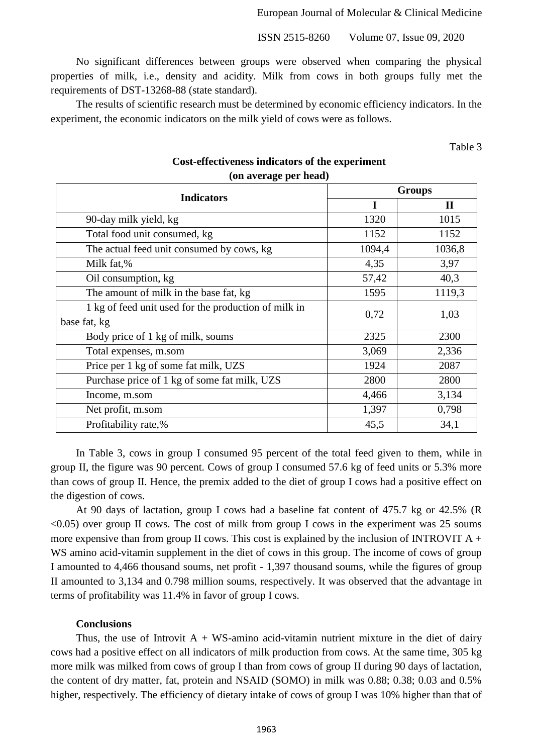No significant differences between groups were observed when comparing the physical properties of milk, i.e., density and acidity. Milk from cows in both groups fully met the requirements of DST-13268-88 (state standard).

The results of scientific research must be determined by economic efficiency indicators. In the experiment, the economic indicators on the milk yield of cows were as follows.

Table 3

**Cost-effectiveness indicators of the experiment (on average per head)**

| Indicators | Groups | |
|---|---|---|
| | **I** | **II** |
| 90-day milk yield, kg | 1320 | 1015 |
| Total food unit consumed, kg | 1152 | 1152 |
| The actual feed unit consumed by cows, kg | 1094,4 | 1036,8 |
| Milk fat,% | 4,35 | 3,97 |
| Oil consumption, kg | 57,42 | 40,3 |
| The amount of milk in the base fat, kg | 1595 | 1119,3 |
| 1 kg of feed unit used for the production of milk in base fat, kg | 0,72 | 1,03 |
| Body price of 1 kg of milk, soums | 2325 | 2300 |
| Total expenses, m.som | 3,069 | 2,336 |
| Price per 1 kg of some fat milk, UZS | 1924 | 2087 |
| Purchase price of 1 kg of some fat milk, UZS | 2800 | 2800 |
| Income, m.som | 4,466 | 3,134 |
| Net profit, m.som | 1,397 | 0,798 |
| Profitability rate,% | 45,5 | 34,1 |

In Table 3, cows in group I consumed 95 percent of the total feed given to them, while in group II, the figure was 90 percent. Cows of group I consumed 57.6 kg of feed units or 5.3% more than cows of group II. Hence, the premix added to the diet of group I cows had a positive effect on the digestion of cows.

At 90 days of lactation, group I cows had a baseline fat content of 475.7 kg or 42.5% ($R < 0.05$) over group II cows. The cost of milk from group I cows in the experiment was 25 soums more expensive than from group II cows. This cost is explained by the inclusion of INTROVIT A + WS amino acid-vitamin supplement in the diet of cows in this group. The income of cows of group I amounted to 4,466 thousand soums, net profit - 1,397 thousand soums, while the figures of group II amounted to 3,134 and 0.798 million soums, respectively. It was observed that the advantage in terms of profitability was 11.4% in favor of group I cows.

## Conclusions

Thus, the use of Introvit A + WS-amino acid-vitamin nutrient mixture in the diet of dairy cows had a positive effect on all indicators of milk production from cows. At the same time, 305 kg more milk was milked from cows of group I than from cows of group II during 90 days of lactation, the content of dry matter, fat, protein and NSAID (SOMO) in milk was 0.88; 0.38; 0.03 and 0.5% higher, respectively. The efficiency of dietary intake of cows of group I was 10% higher than that of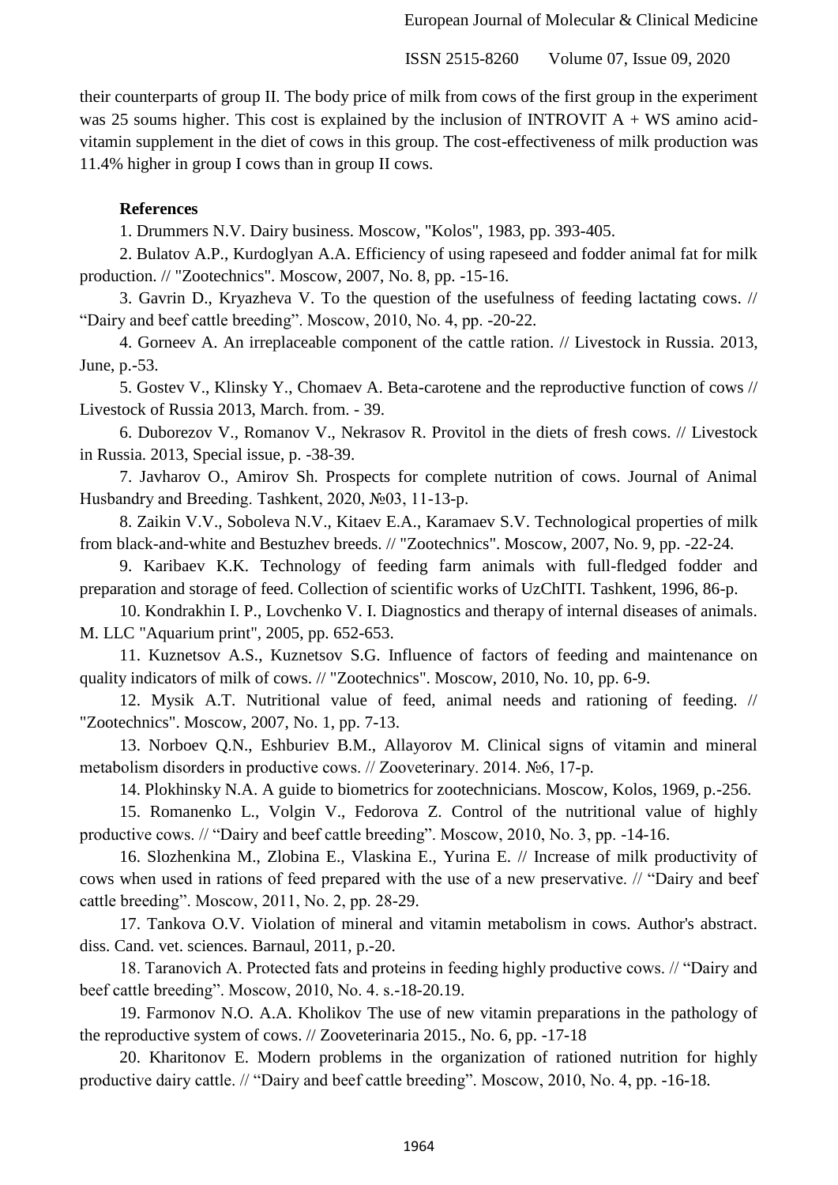their counterparts of group II. The body price of milk from cows of the first group in the experiment was 25 soums higher. This cost is explained by the inclusion of INTROVIT A + WS amino acid-vitamin supplement in the diet of cows in this group. The cost-effectiveness of milk production was 11.4% higher in group I cows than in group II cows.

**References**

1. Drummers N.V. Dairy business. Moscow, "Kolos", 1983, pp. 393-405.
2. Bulatov A.P., Kurdoglyan A.A. Efficiency of using rapeseed and fodder animal fat for milk production. // "Zootechnics". Moscow, 2007, No. 8, pp. -15-16.
3. Gavrin D., Kryazheva V. To the question of the usefulness of feeding lactating cows. // "Dairy and beef cattle breeding". Moscow, 2010, No. 4, pp. -20-22.
4. Gorneev A. An irreplaceable component of the cattle ration. // Livestock in Russia. 2013, June, p.-53.
5. Gostev V., Klinsky Y., Chomaev A. Beta-carotene and the reproductive function of cows // Livestock of Russia 2013, March. from. - 39.
6. Duborezov V., Romanov V., Nekrasov R. Provitol in the diets of fresh cows. // Livestock in Russia. 2013, Special issue, p. -38-39.
7. Javharov O., Amirov Sh. Prospects for complete nutrition of cows. Journal of Animal Husbandry and Breeding. Tashkent, 2020, №03, 11-13-p.
8. Zaikin V.V., Soboleva N.V., Kitaev E.A., Karamaev S.V. Technological properties of milk from black-and-white and Bestuzhev breeds. // "Zootechnics". Moscow, 2007, No. 9, pp. -22-24.
9. Karibaev K.K. Technology of feeding farm animals with full-fledged fodder and preparation and storage of feed. Collection of scientific works of UzChITI. Tashkent, 1996, 86-p.
10. Kondrakhin I. P., Lovchenko V. I. Diagnostics and therapy of internal diseases of animals. M. LLC "Aquarium print", 2005, pp. 652-653.
11. Kuznetsov A.S., Kuznetsov S.G. Influence of factors of feeding and maintenance on quality indicators of milk of cows. // "Zootechnics". Moscow, 2010, No. 10, pp. 6-9.
12. Mysik A.T. Nutritional value of feed, animal needs and rationing of feeding. // "Zootechnics". Moscow, 2007, No. 1, pp. 7-13.
13. Norboev Q.N., Eshburiev B.M., Allayorov M. Clinical signs of vitamin and mineral metabolism disorders in productive cows. // Zooveterinary. 2014. №6, 17-p.
14. Plokhinsky N.A. A guide to biometrics for zootechnicians. Moscow, Kolos, 1969, p.-256.
15. Romanenko L., Volgin V., Fedorova Z. Control of the nutritional value of highly productive cows. // "Dairy and beef cattle breeding". Moscow, 2010, No. 3, pp. -14-16.
16. Slozhenkina M., Zlobina E., Vlaskina E., Yurina E. // Increase of milk productivity of cows when used in rations of feed prepared with the use of a new preservative. // "Dairy and beef cattle breeding". Moscow, 2011, No. 2, pp. 28-29.
17. Tankova O.V. Violation of mineral and vitamin metabolism in cows. Author's abstract. diss. Cand. vet. sciences. Barnaul, 2011, p.-20.
18. Taranovich A. Protected fats and proteins in feeding highly productive cows. // "Dairy and beef cattle breeding". Moscow, 2010, No. 4. s.-18-20.19.
19. Farmonov N.O. A.A. Kholikov The use of new vitamin preparations in the pathology of the reproductive system of cows. // Zooveterinaria 2015., No. 6, pp. -17-18
20. Kharitonov E. Modern problems in the organization of rationed nutrition for highly productive dairy cattle. // "Dairy and beef cattle breeding". Moscow, 2010, No. 4, pp. -16-18.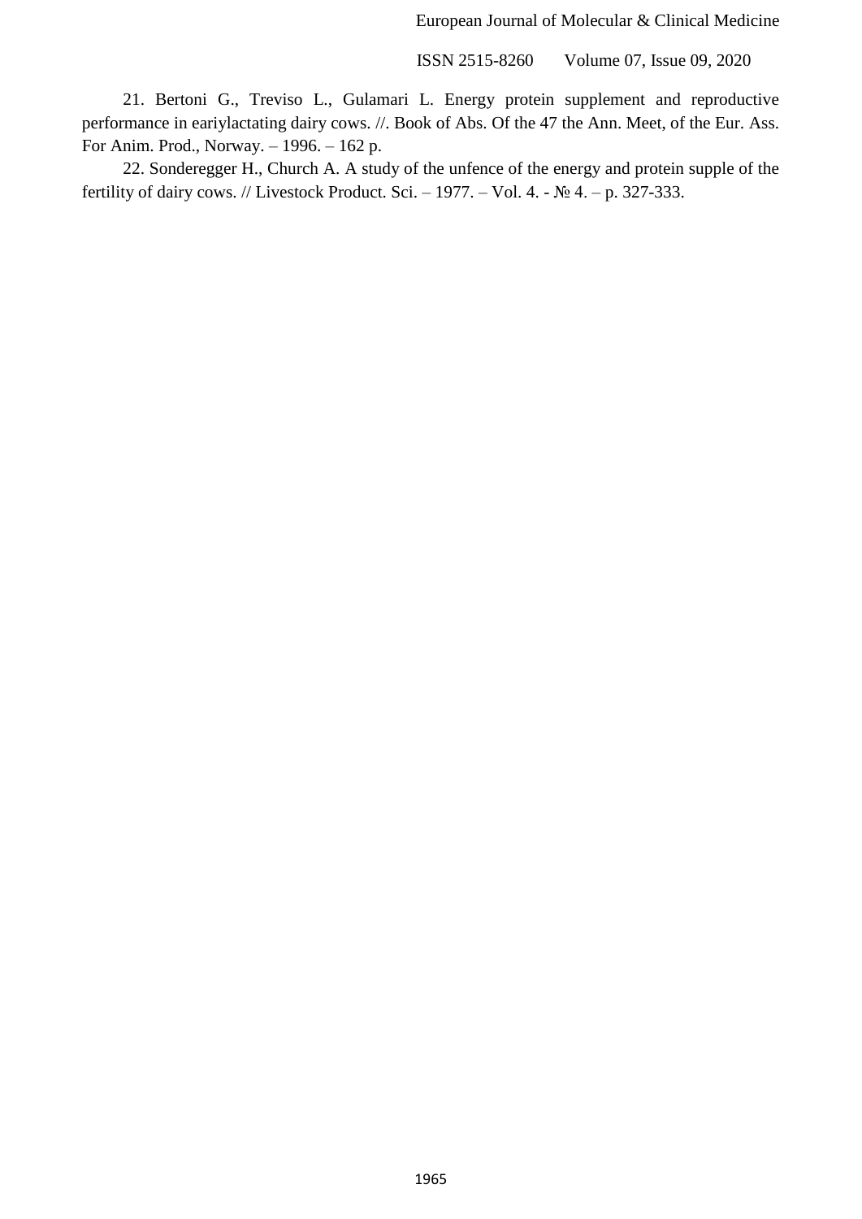21. Bertoni G., Treviso L., Gulamari L. Energy protein supplement and reproductive performance in eariylactating dairy cows. //. Book of Abs. Of the 47 the Ann. Meet, of the Eur. Ass. For Anim. Prod., Norway. – 1996. – 162 p.

22. Sonderegger H., Church A. A study of the unfence of the energy and protein supple of the fertility of dairy cows. // Livestock Product. Sci. – 1977. – Vol. 4. - № 4. – p. 327-333.